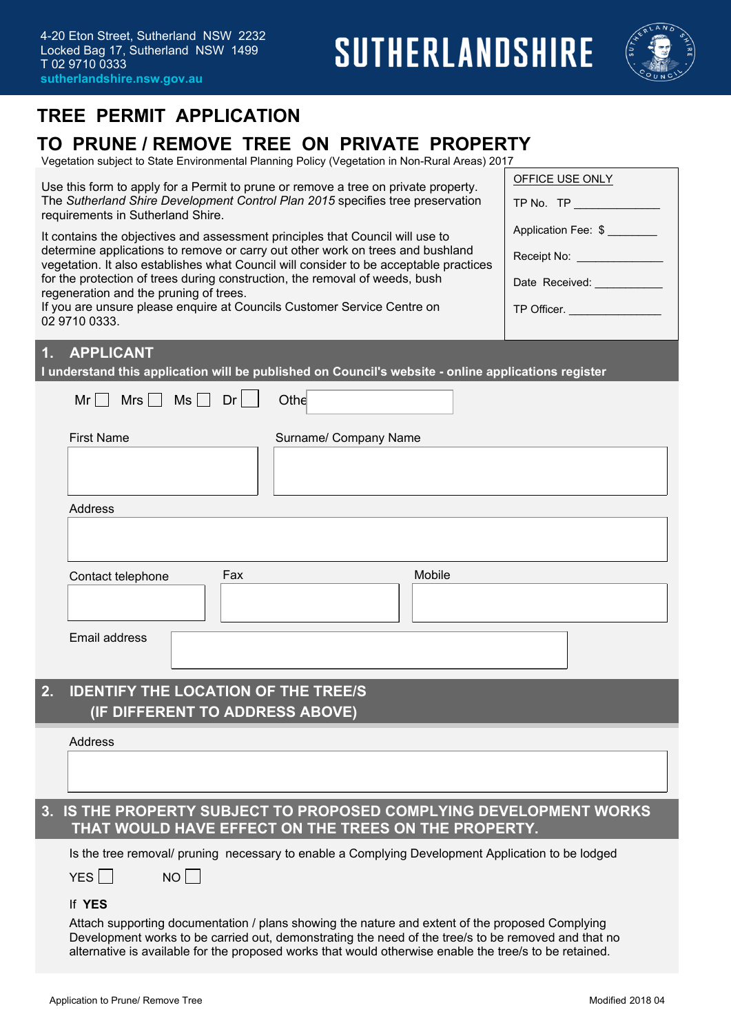4-20 Eton Street, Sutherland NSW 2232
Locked Bag 17, Sutherland NSW 1499
T 02 9710 0333
sutherlandshire.nsw.gov.au

**SUTHERLANDSHIRE**

# TREE PERMIT APPLICATION

# TO PRUNE / REMOVE TREE ON PRIVATE PROPERTY

Vegetation subject to State Environmental Planning Policy (Vegetation in Non-Rural Areas) 2017

Use this form to apply for a Permit to prune or remove a tree on private property. The *Sutherland Shire Development Control Plan 2015* specifies tree preservation requirements in Sutherland Shire.

It contains the objectives and assessment principles that Council will use to determine applications to remove or carry out other work on trees and bushland vegetation. It also establishes what Council will consider to be acceptable practices for the protection of trees during construction, the removal of weeds, bush regeneration and the pruning of trees.
If you are unsure please enquire at Councils Customer Service Centre on 02 9710 0333.

**OFFICE USE ONLY**

TP No. TP _______________

Application Fee: $ ________

Receipt No: _______________

Date Received: ___________

TP Officer. _______________

## 1. APPLICANT

**I understand this application will be published on Council's website - online applications register**

Mr ☐ Mrs ☐ Ms ☐ Dr ☐ Othe ______

First Name ______

Surname/ Company Name ______

Address ______

Contact telephone ______ Fax ______ Mobile ______

Email address ______

## 2. IDENTIFY THE LOCATION OF THE TREE/S (IF DIFFERENT TO ADDRESS ABOVE)

Address ______

## 3. IS THE PROPERTY SUBJECT TO PROPOSED COMPLYING DEVELOPMENT WORKS THAT WOULD HAVE EFFECT ON THE TREES ON THE PROPERTY.

Is the tree removal/ pruning necessary to enable a Complying Development Application to be lodged

YES ☐ NO ☐

If **YES**

Attach supporting documentation / plans showing the nature and extent of the proposed Complying Development works to be carried out, demonstrating the need of the tree/s to be removed and that no alternative is available for the proposed works that would otherwise enable the tree/s to be retained.

Application to Prune/ Remove Tree

Modified 2018 04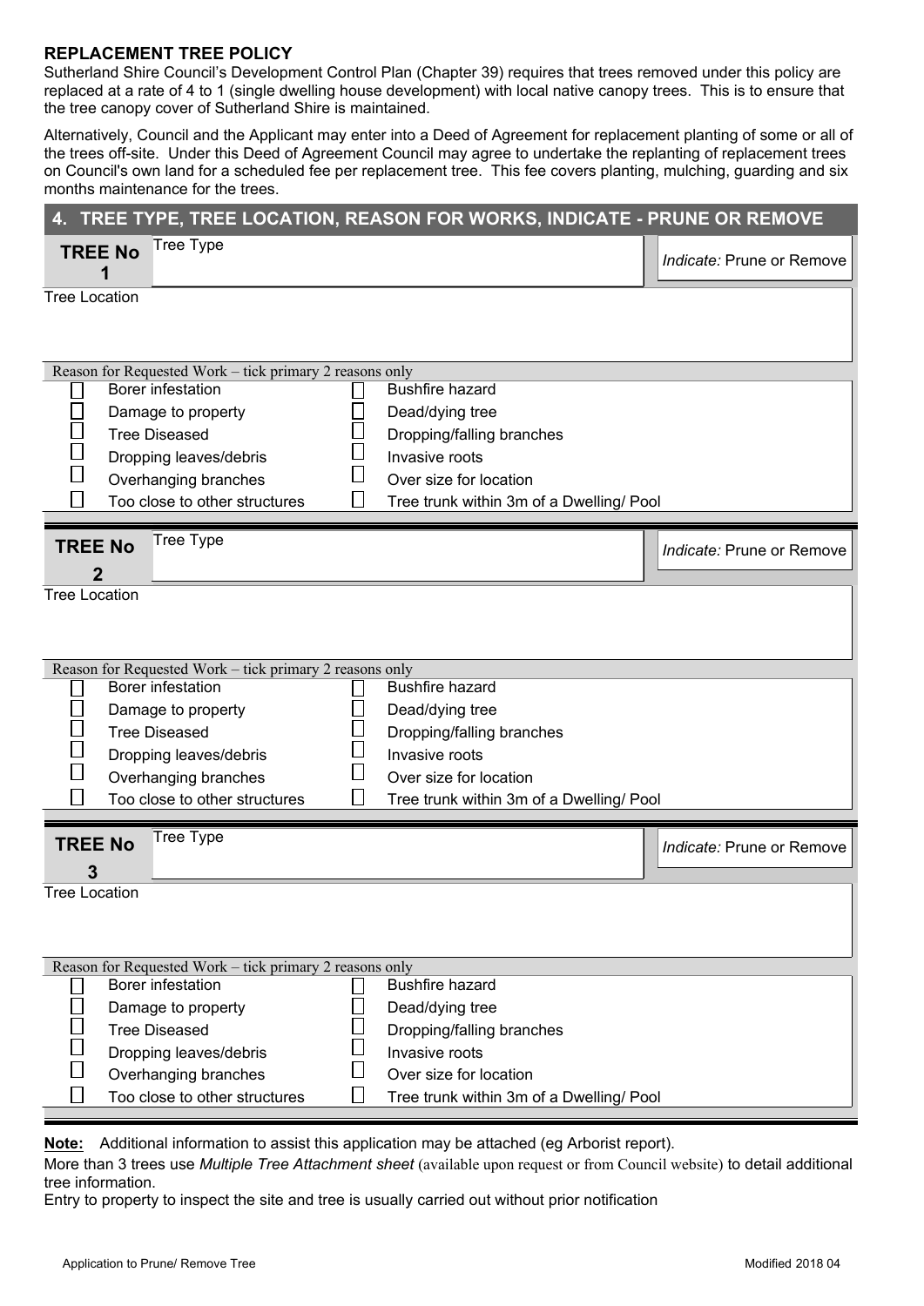## REPLACEMENT TREE POLICY

Sutherland Shire Council's Development Control Plan (Chapter 39) requires that trees removed under this policy are replaced at a rate of 4 to 1 (single dwelling house development) with local native canopy trees. This is to ensure that the tree canopy cover of Sutherland Shire is maintained.

Alternatively, Council and the Applicant may enter into a Deed of Agreement for replacement planting of some or all of the trees off-site. Under this Deed of Agreement Council may agree to undertake the replanting of replacement trees on Council's own land for a scheduled fee per replacement tree. This fee covers planting, mulching, guarding and six months maintenance for the trees.

## 4. TREE TYPE, TREE LOCATION, REASON FOR WORKS, INDICATE - PRUNE OR REMOVE

| **TREE No 1** | Tree Type | *Indicate:* Prune or Remove |
|---|---|---|

Tree Location

Reason for Requested Work – tick primary 2 reasons only

| | | | |
|---|---|---|---|
| ☐ | Borer infestation | ☐ | Bushfire hazard |
| ☐ | Damage to property | ☐ | Dead/dying tree |
| ☐ | Tree Diseased | ☐ | Dropping/falling branches |
| ☐ | Dropping leaves/debris | ☐ | Invasive roots |
| ☐ | Overhanging branches | ☐ | Over size for location |
| ☐ | Too close to other structures | ☐ | Tree trunk within 3m of a Dwelling/ Pool |

| **TREE No 2** | Tree Type | *Indicate:* Prune or Remove |
|---|---|---|

Tree Location

Reason for Requested Work – tick primary 2 reasons only

| | | | |
|---|---|---|---|
| ☐ | Borer infestation | ☐ | Bushfire hazard |
| ☐ | Damage to property | ☐ | Dead/dying tree |
| ☐ | Tree Diseased | ☐ | Dropping/falling branches |
| ☐ | Dropping leaves/debris | ☐ | Invasive roots |
| ☐ | Overhanging branches | ☐ | Over size for location |
| ☐ | Too close to other structures | ☐ | Tree trunk within 3m of a Dwelling/ Pool |

| **TREE No 3** | Tree Type | *Indicate:* Prune or Remove |
|---|---|---|

Tree Location

Reason for Requested Work – tick primary 2 reasons only

| | | | |
|---|---|---|---|
| ☐ | Borer infestation | ☐ | Bushfire hazard |
| ☐ | Damage to property | ☐ | Dead/dying tree |
| ☐ | Tree Diseased | ☐ | Dropping/falling branches |
| ☐ | Dropping leaves/debris | ☐ | Invasive roots |
| ☐ | Overhanging branches | ☐ | Over size for location |
| ☐ | Too close to other structures | ☐ | Tree trunk within 3m of a Dwelling/ Pool |

**Note:** Additional information to assist this application may be attached (eg Arborist report).

More than 3 trees use *Multiple Tree Attachment sheet* (available upon request or from Council website) to detail additional tree information.

Entry to property to inspect the site and tree is usually carried out without prior notification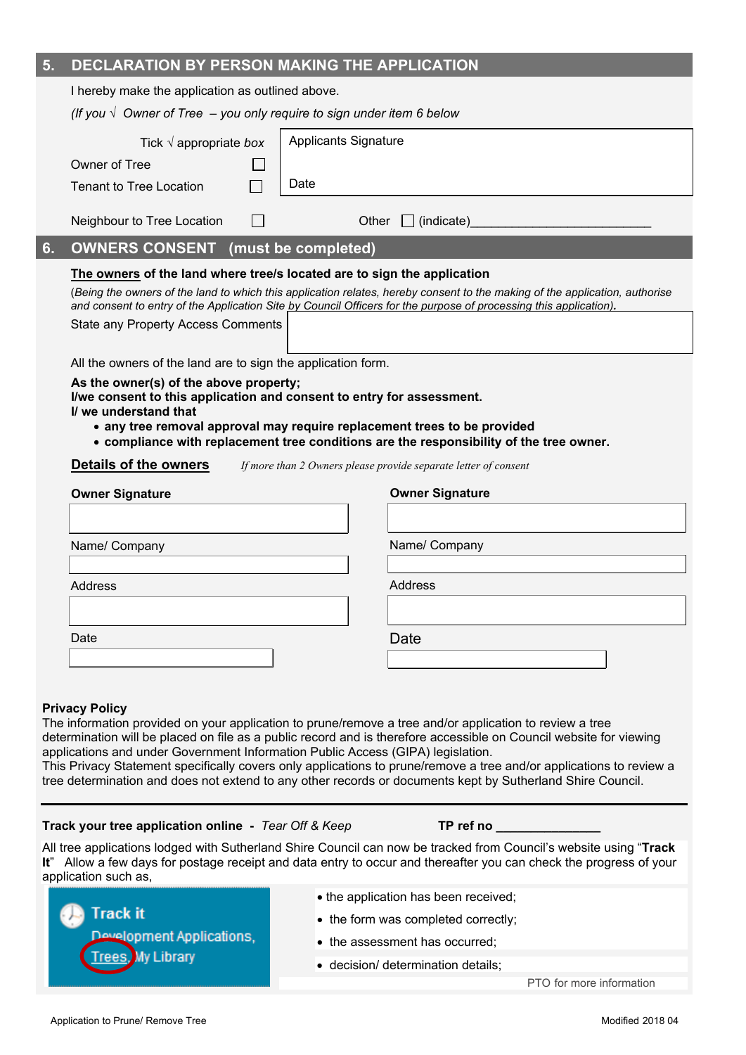## 5. DECLARATION BY PERSON MAKING THE APPLICATION

I hereby make the application as outlined above.

*(If you √ Owner of Tree – you only require to sign under item 6 below*

| Tick √ appropriate *box* | | Applicants Signature |
|---|---|---|
| Owner of Tree | ☐ | |
| Tenant to Tree Location | ☐ | Date |

Neighbour to Tree Location ☐ Other ☐ (indicate)_______________________

## 6. OWNERS CONSENT (must be completed)

**The owners of the land where tree/s located are to sign the application**

(*Being the owners of the land to which this application relates, hereby consent to the making of the application, authorise and consent to entry of the Application Site by Council Officers for the purpose of processing this application).*

State any Property Access Comments

All the owners of the land are to sign the application form.

**As the owner(s) of the above property;**
**I/we consent to this application and consent to entry for assessment.**
**I/ we understand that**

- **any tree removal approval may require replacement trees to be provided**
- **compliance with replacement tree conditions are the responsibility of the tree owner.**

**Details of the owners** *If more than 2 Owners please provide separate letter of consent*

| **Owner Signature** | **Owner Signature** |
|---|---|
| | |
| Name/ Company | Name/ Company |
| | |
| Address | Address |
| | |
| Date | Date |
| | |

**Privacy Policy**
The information provided on your application to prune/remove a tree and/or application to review a tree determination will be placed on file as a public record and is therefore accessible on Council website for viewing applications and under Government Information Public Access (GIPA) legislation.
This Privacy Statement specifically covers only applications to prune/remove a tree and/or applications to review a tree determination and does not extend to any other records or documents kept by Sutherland Shire Council.

---

**Track your tree application online** - *Tear Off & Keep* **TP ref no** _______________

All tree applications lodged with Sutherland Shire Council can now be tracked from Council's website using "**Track It**" Allow a few days for postage receipt and data entry to occur and thereafter you can check the progress of your application such as,

Track it
Development Applications, Trees, My Library

- the application has been received;
- the form was completed correctly;
- the assessment has occurred;
- decision/ determination details;

PTO for more information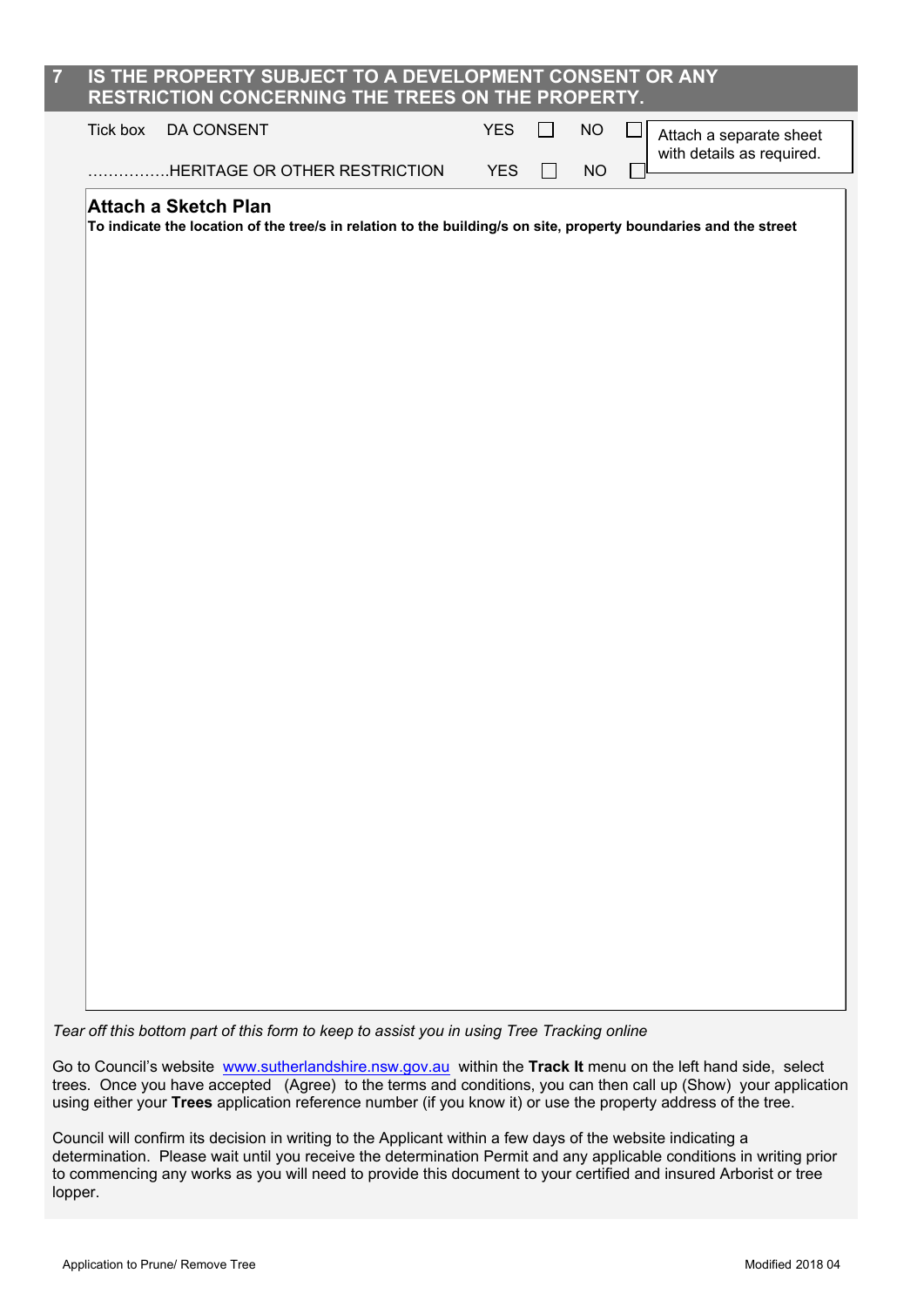## 7 IS THE PROPERTY SUBJECT TO A DEVELOPMENT CONSENT OR ANY RESTRICTION CONCERNING THE TREES ON THE PROPERTY.

| | | | | | |
|---|---|---|---|---|---|
| Tick box | DA CONSENT | YES ☐ | NO ☐ | Attach a separate sheet with details as required. |
| | …………….HERITAGE OR OTHER RESTRICTION | YES ☐ | NO ☐ | |

### Attach a Sketch Plan

**To indicate the location of the tree/s in relation to the building/s on site, property boundaries and the street**

*Tear off this bottom part of this form to keep to assist you in using Tree Tracking online*

Go to Council's website [www.sutherlandshire.nsw.gov.au](http://www.sutherlandshire.nsw.gov.au) within the **Track It** menu on the left hand side, select trees. Once you have accepted (Agree) to the terms and conditions, you can then call up (Show) your application using either your **Trees** application reference number (if you know it) or use the property address of the tree.

Council will confirm its decision in writing to the Applicant within a few days of the website indicating a determination. Please wait until you receive the determination Permit and any applicable conditions in writing prior to commencing any works as you will need to provide this document to your certified and insured Arborist or tree lopper.